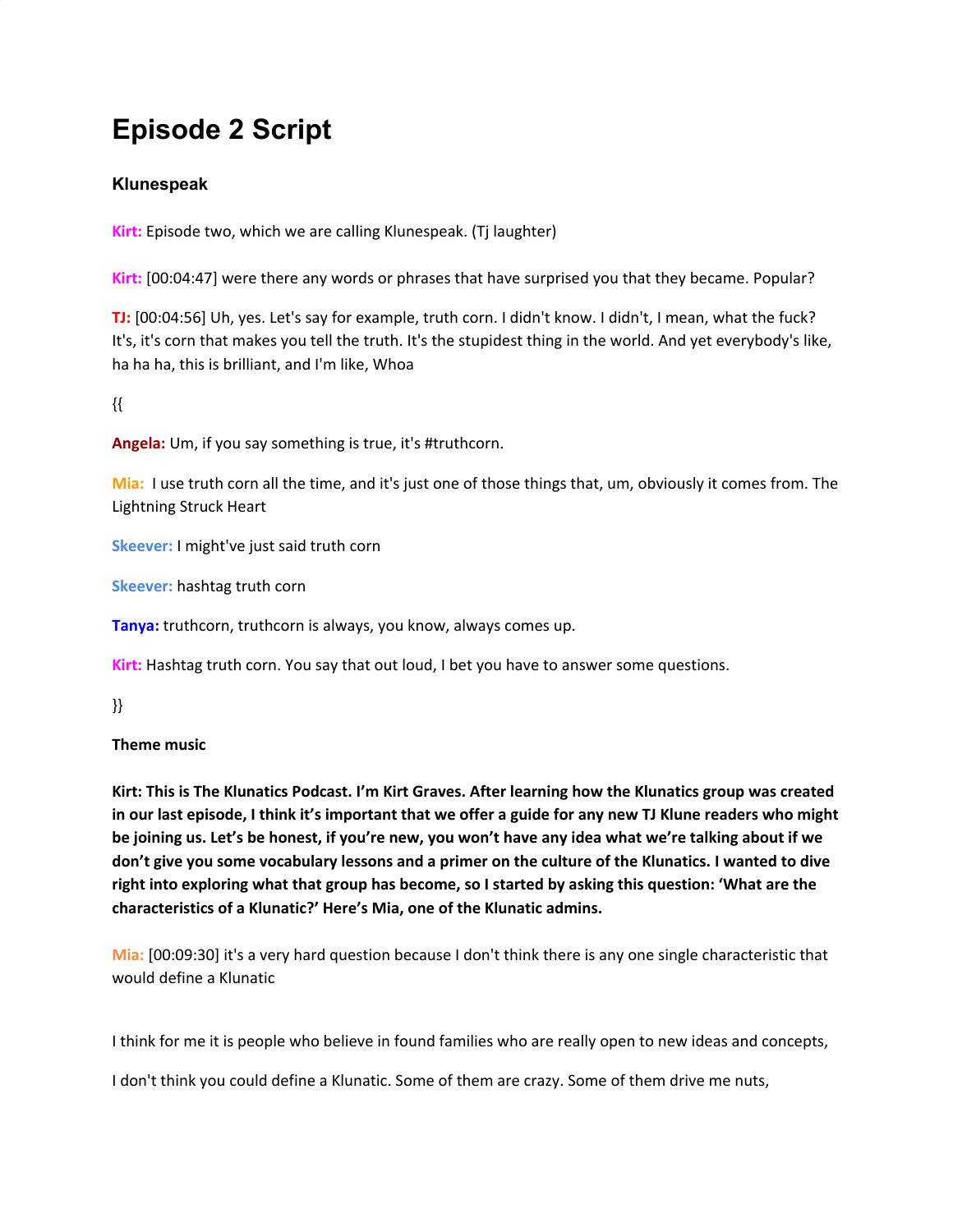# Episode 2 Script

### Klunespeak

**Kirt:** Episode two, which we are calling Klunespeak. (Tj laughter)

**Kirt:** [00:04:47] were there any words or phrases that have surprised you that they became. Popular?

**TJ:** [00:04:56] Uh, yes. Let's say for example, truth corn. I didn't know. I didn't, I mean, what the fuck? It's, it's corn that makes you tell the truth. It's the stupidest thing in the world. And yet everybody's like, ha ha ha, this is brilliant, and I'm like, Whoa

{{

**Angela:** Um, if you say something is true, it's #truthcorn.

**Mia:** I use truth corn all the time, and it's just one of those things that, um, obviously it comes from. The Lightning Struck Heart

**Skeever:** I might've just said truth corn

**Skeever:** hashtag truth corn

**Tanya:** truthcorn, truthcorn is always, you know, always comes up.

**Kirt:** Hashtag truth corn. You say that out loud, I bet you have to answer some questions.

}}

**Theme music**

**Kirt: This is The Klunatics Podcast. I'm Kirt Graves. After learning how the Klunatics group was created in our last episode, I think it's important that we offer a guide for any new TJ Klune readers who might be joining us. Let's be honest, if you're new, you won't have any idea what we're talking about if we don't give you some vocabulary lessons and a primer on the culture of the Klunatics. I wanted to dive right into exploring what that group has become, so I started by asking this question: 'What are the characteristics of a Klunatic?' Here's Mia, one of the Klunatic admins.**

**Mia:** [00:09:30] it's a very hard question because I don't think there is any one single characteristic that would define a Klunatic

I think for me it is people who believe in found families who are really open to new ideas and concepts,

I don't think you could define a Klunatic. Some of them are crazy. Some of them drive me nuts,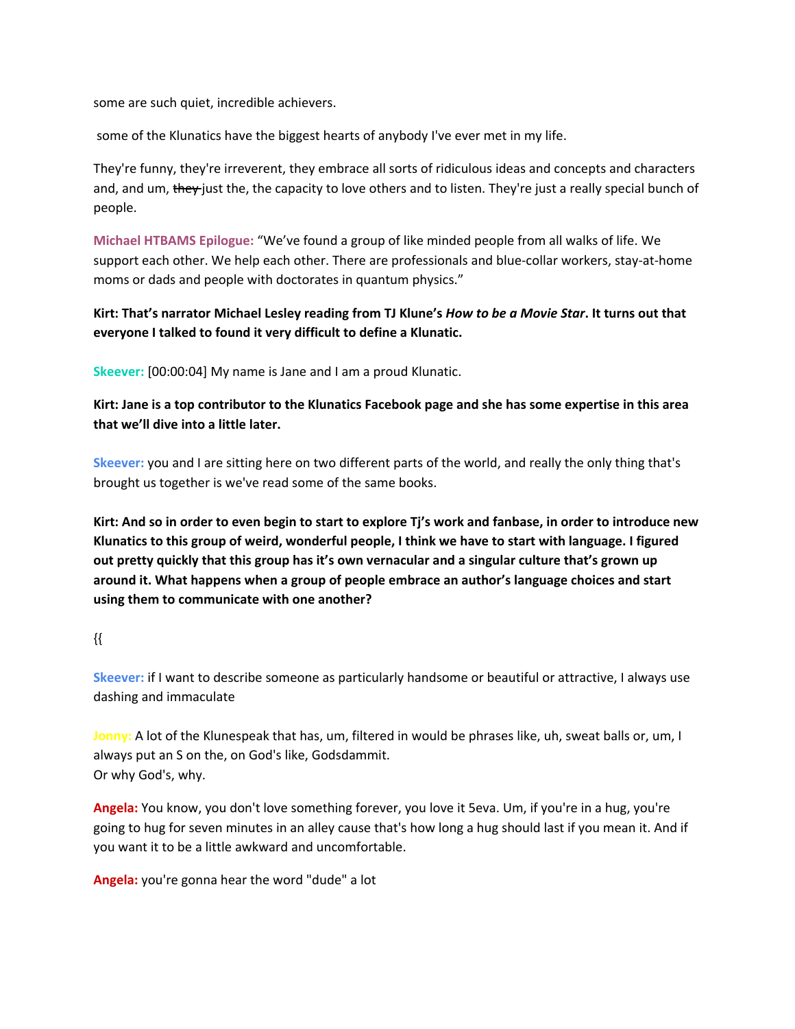some are such quiet, incredible achievers.

some of the Klunatics have the biggest hearts of anybody I've ever met in my life.

They're funny, they're irreverent, they embrace all sorts of ridiculous ideas and concepts and characters and, and um, ~~they~~ just the, the capacity to love others and to listen. They're just a really special bunch of people.

**Michael HTBAMS Epilogue:** "We've found a group of like minded people from all walks of life. We support each other. We help each other. There are professionals and blue-collar workers, stay-at-home moms or dads and people with doctorates in quantum physics."

**Kirt: That's narrator Michael Lesley reading from TJ Klune's *How to be a Movie Star*. It turns out that everyone I talked to found it very difficult to define a Klunatic.**

**Skeever:** [00:00:04] My name is Jane and I am a proud Klunatic.

**Kirt: Jane is a top contributor to the Klunatics Facebook page and she has some expertise in this area that we'll dive into a little later.**

**Skeever:** you and I are sitting here on two different parts of the world, and really the only thing that's brought us together is we've read some of the same books.

**Kirt: And so in order to even begin to start to explore Tj's work and fanbase, in order to introduce new Klunatics to this group of weird, wonderful people, I think we have to start with language. I figured out pretty quickly that this group has it's own vernacular and a singular culture that's grown up around it. What happens when a group of people embrace an author's language choices and start using them to communicate with one another?**

{{

**Skeever:** if I want to describe someone as particularly handsome or beautiful or attractive, I always use dashing and immaculate

**Jonny:** A lot of the Klunespeak that has, um, filtered in would be phrases like, uh, sweat balls or, um, I always put an S on the, on God's like, Godsdammit.
Or why God's, why.

**Angela:** You know, you don't love something forever, you love it 5eva. Um, if you're in a hug, you're going to hug for seven minutes in an alley cause that's how long a hug should last if you mean it. And if you want it to be a little awkward and uncomfortable.

**Angela:** you're gonna hear the word "dude" a lot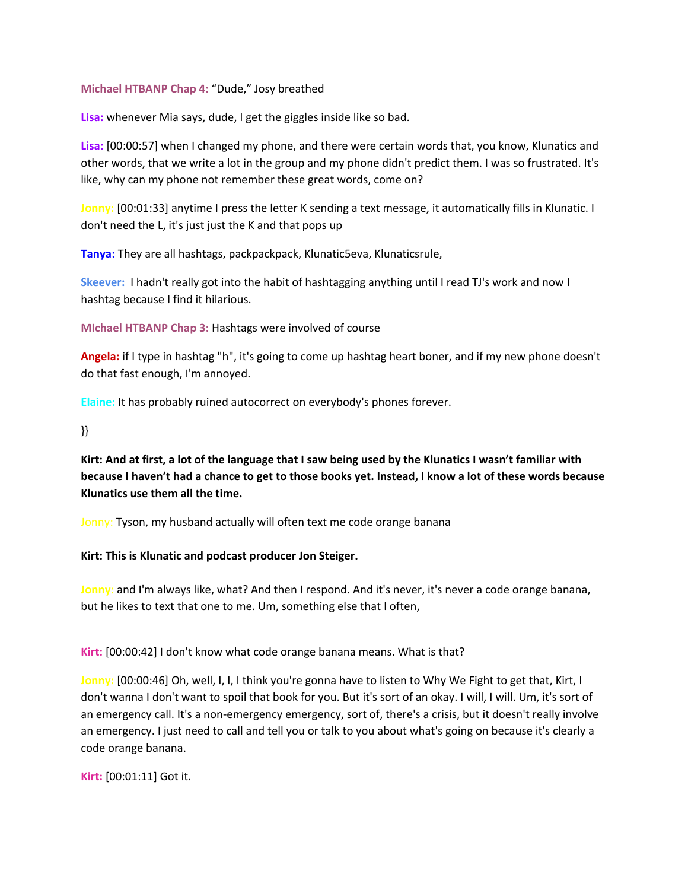**Michael HTBANP Chap 4:** "Dude," Josy breathed

**Lisa:** whenever Mia says, dude, I get the giggles inside like so bad.

**Lisa:** [00:00:57] when I changed my phone, and there were certain words that, you know, Klunatics and other words, that we write a lot in the group and my phone didn't predict them. I was so frustrated. It's like, why can my phone not remember these great words, come on?

**Jonny:** [00:01:33] anytime I press the letter K sending a text message, it automatically fills in Klunatic. I don't need the L, it's just just the K and that pops up

**Tanya:** They are all hashtags, packpackpack, Klunatic5eva, Klunaticsrule,

**Skeever:** I hadn't really got into the habit of hashtagging anything until I read TJ's work and now I hashtag because I find it hilarious.

**MIchael HTBANP Chap 3:** Hashtags were involved of course

**Angela:** if I type in hashtag "h", it's going to come up hashtag heart boner, and if my new phone doesn't do that fast enough, I'm annoyed.

**Elaine:** It has probably ruined autocorrect on everybody's phones forever.

}}

**Kirt: And at first, a lot of the language that I saw being used by the Klunatics I wasn't familiar with because I haven't had a chance to get to those books yet. Instead, I know a lot of these words because Klunatics use them all the time.**

**Jonny:** Tyson, my husband actually will often text me code orange banana

**Kirt: This is Klunatic and podcast producer Jon Steiger.**

**Jonny:** and I'm always like, what? And then I respond. And it's never, it's never a code orange banana, but he likes to text that one to me. Um, something else that I often,

**Kirt:** [00:00:42] I don't know what code orange banana means. What is that?

**Jonny:** [00:00:46] Oh, well, I, I, I think you're gonna have to listen to Why We Fight to get that, Kirt, I don't wanna I don't want to spoil that book for you. But it's sort of an okay. I will, I will. Um, it's sort of an emergency call. It's a non-emergency emergency, sort of, there's a crisis, but it doesn't really involve an emergency. I just need to call and tell you or talk to you about what's going on because it's clearly a code orange banana.

**Kirt:** [00:01:11] Got it.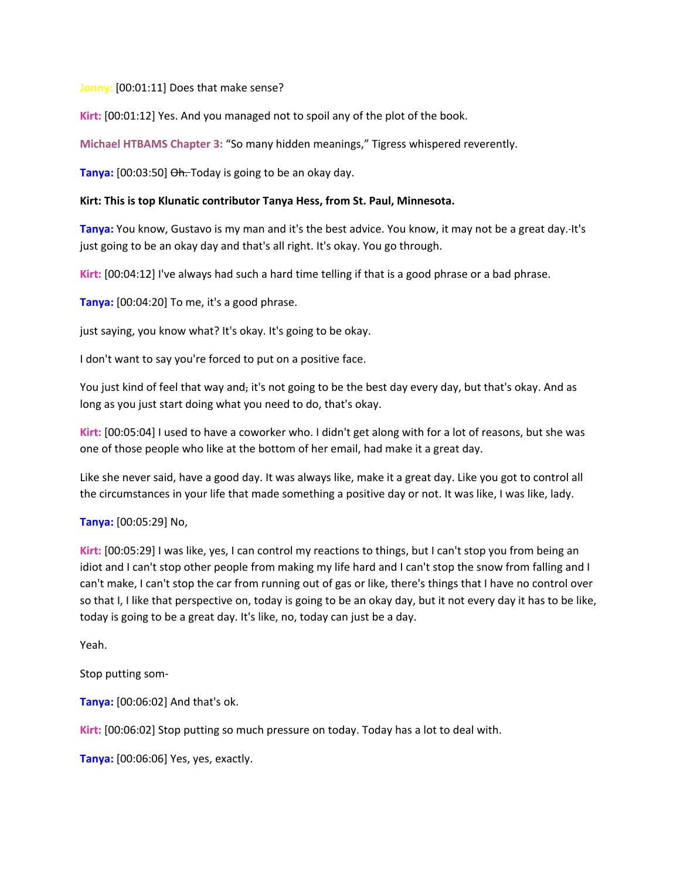**Jonny:** [00:01:11] Does that make sense?

**Kirt:** [00:01:12] Yes. And you managed not to spoil any of the plot of the book.

**Michael HTBAMS Chapter 3:** "So many hidden meanings," Tigress whispered reverently.

**Tanya:** [00:03:50] ~~Oh.~~ Today is going to be an okay day.

**Kirt: This is top Klunatic contributor Tanya Hess, from St. Paul, Minnesota.**

**Tanya:** You know, Gustavo is my man and it's the best advice. You know, it may not be a great day. It's just going to be an okay day and that's all right. It's okay. You go through.

**Kirt:** [00:04:12] I've always had such a hard time telling if that is a good phrase or a bad phrase.

**Tanya:** [00:04:20] To me, it's a good phrase.

just saying, you know what? It's okay. It's going to be okay.

I don't want to say you're forced to put on a positive face.

You just kind of feel that way and, it's not going to be the best day every day, but that's okay. And as long as you just start doing what you need to do, that's okay.

**Kirt:** [00:05:04] I used to have a coworker who. I didn't get along with for a lot of reasons, but she was one of those people who like at the bottom of her email, had make it a great day.

Like she never said, have a good day. It was always like, make it a great day. Like you got to control all the circumstances in your life that made something a positive day or not. It was like, I was like, lady.

**Tanya:** [00:05:29] No,

**Kirt:** [00:05:29] I was like, yes, I can control my reactions to things, but I can't stop you from being an idiot and I can't stop other people from making my life hard and I can't stop the snow from falling and I can't make, I can't stop the car from running out of gas or like, there's things that I have no control over so that I, I like that perspective on, today is going to be an okay day, but it not every day it has to be like, today is going to be a great day. It's like, no, today can just be a day.

Yeah.

Stop putting som-

**Tanya:** [00:06:02] And that's ok.

**Kirt:** [00:06:02] Stop putting so much pressure on today. Today has a lot to deal with.

**Tanya:** [00:06:06] Yes, yes, exactly.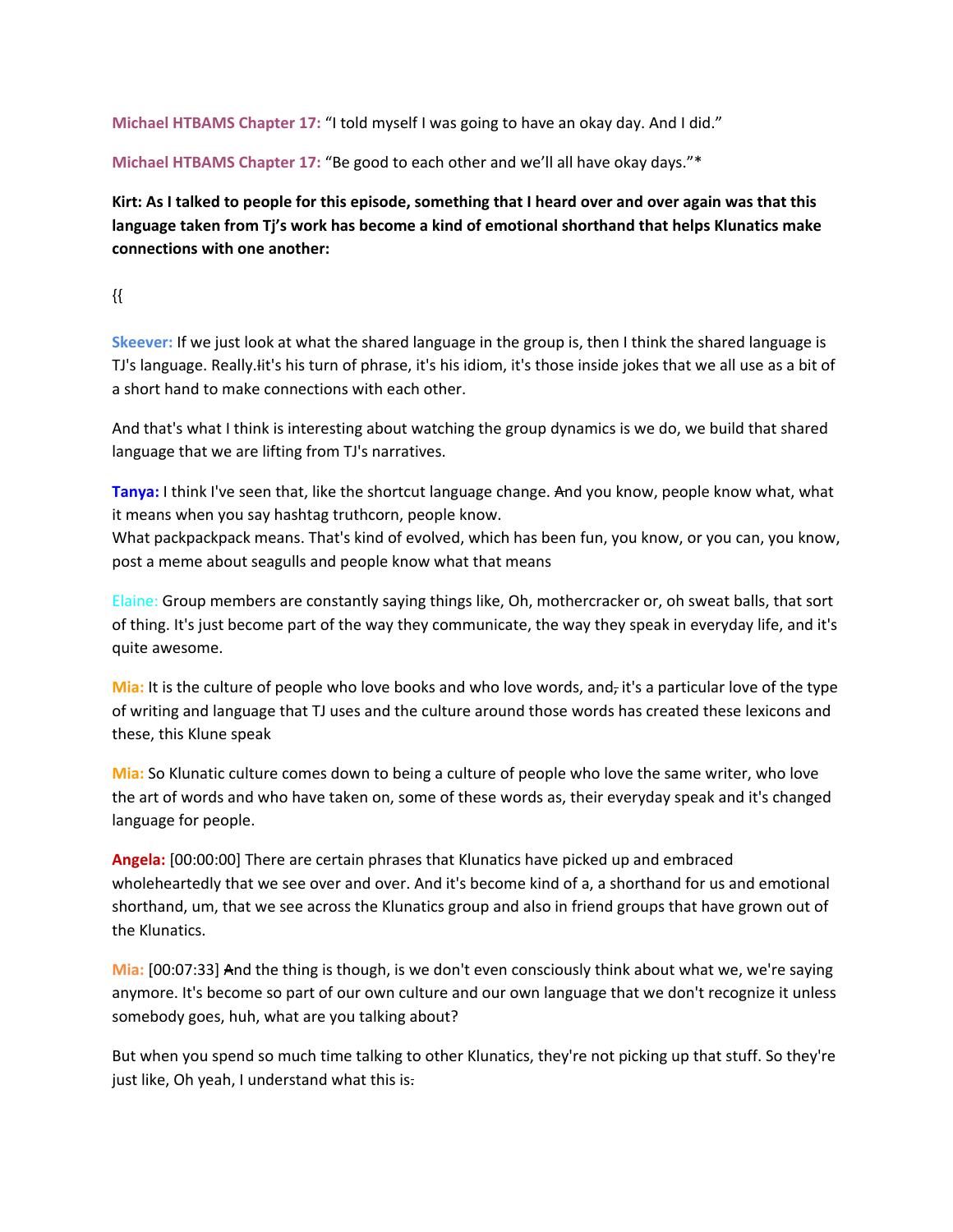**Michael HTBAMS Chapter 17:** "I told myself I was going to have an okay day. And I did."

**Michael HTBAMS Chapter 17:** "Be good to each other and we'll all have okay days."*

**Kirt: As I talked to people for this episode, something that I heard over and over again was that this language taken from Tj's work has become a kind of emotional shorthand that helps Klunatics make connections with one another:**

{{

**Skeever:** If we just look at what the shared language in the group is, then I think the shared language is TJ's language. Really.~~I~~it's his turn of phrase, it's his idiom, it's those inside jokes that we all use as a bit of a short hand to make connections with each other.

And that's what I think is interesting about watching the group dynamics is we do, we build that shared language that we are lifting from TJ's narratives.

**Tanya:** I think I've seen that, like the shortcut language change. ~~A~~nd you know, people know what, what it means when you say hashtag truthcorn, people know.
What packpackpack means. That's kind of evolved, which has been fun, you know, or you can, you know, post a meme about seagulls and people know what that means

Elaine: Group members are constantly saying things like, Oh, mothercracker or, oh sweat balls, that sort of thing. It's just become part of the way they communicate, the way they speak in everyday life, and it's quite awesome.

**Mia:** It is the culture of people who love books and who love words, and~~,~~ it's a particular love of the type of writing and language that TJ uses and the culture around those words has created these lexicons and these, this Klune speak

**Mia:** So Klunatic culture comes down to being a culture of people who love the same writer, who love the art of words and who have taken on, some of these words as, their everyday speak and it's changed language for people.

**Angela:** [00:00:00] There are certain phrases that Klunatics have picked up and embraced wholeheartedly that we see over and over. And it's become kind of a, a shorthand for us and emotional shorthand, um, that we see across the Klunatics group and also in friend groups that have grown out of the Klunatics.

**Mia:** [00:07:33] ~~A~~nd the thing is though, is we don't even consciously think about what we, we're saying anymore. It's become so part of our own culture and our own language that we don't recognize it unless somebody goes, huh, what are you talking about?

But when you spend so much time talking to other Klunatics, they're not picking up that stuff. So they're just like, Oh yeah, I understand what this is~~.~~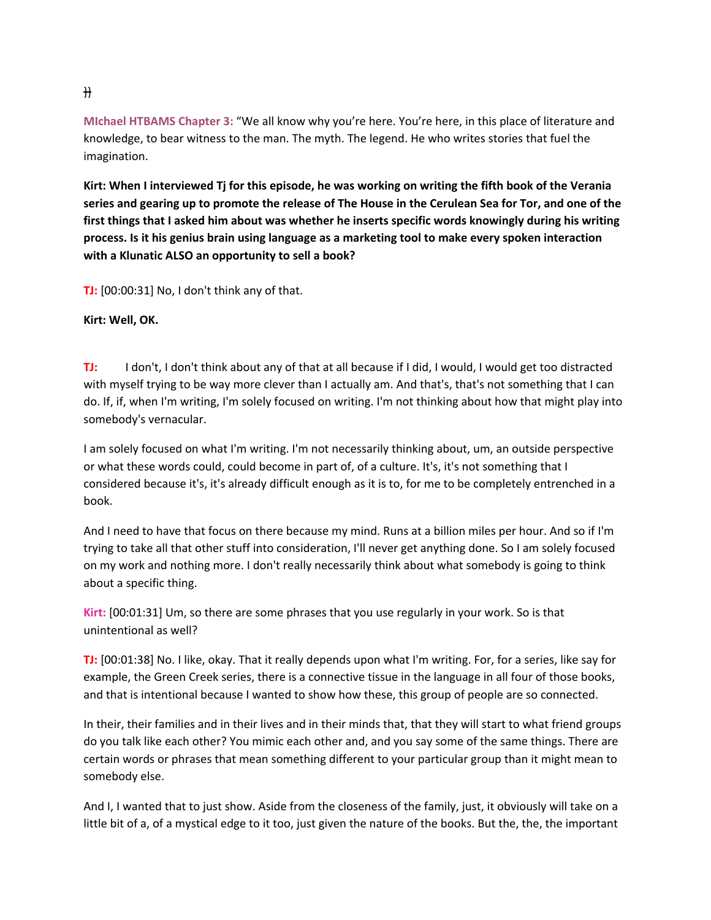]]

**MIchael HTBAMS Chapter 3:** "We all know why you're here. You're here, in this place of literature and knowledge, to bear witness to the man. The myth. The legend. He who writes stories that fuel the imagination.

**Kirt: When I interviewed Tj for this episode, he was working on writing the fifth book of the Verania series and gearing up to promote the release of The House in the Cerulean Sea for Tor, and one of the first things that I asked him about was whether he inserts specific words knowingly during his writing process. Is it his genius brain using language as a marketing tool to make every spoken interaction with a Klunatic ALSO an opportunity to sell a book?**

**TJ:** [00:00:31] No, I don't think any of that.

**Kirt: Well, OK.**

**TJ:** I don't, I don't think about any of that at all because if I did, I would, I would get too distracted with myself trying to be way more clever than I actually am. And that's, that's not something that I can do. If, if, when I'm writing, I'm solely focused on writing. I'm not thinking about how that might play into somebody's vernacular.

I am solely focused on what I'm writing. I'm not necessarily thinking about, um, an outside perspective or what these words could, could become in part of, of a culture. It's, it's not something that I considered because it's, it's already difficult enough as it is to, for me to be completely entrenched in a book.

And I need to have that focus on there because my mind. Runs at a billion miles per hour. And so if I'm trying to take all that other stuff into consideration, I'll never get anything done. So I am solely focused on my work and nothing more. I don't really necessarily think about what somebody is going to think about a specific thing.

**Kirt:** [00:01:31] Um, so there are some phrases that you use regularly in your work. So is that unintentional as well?

**TJ:** [00:01:38] No. I like, okay. That it really depends upon what I'm writing. For, for a series, like say for example, the Green Creek series, there is a connective tissue in the language in all four of those books, and that is intentional because I wanted to show how these, this group of people are so connected.

In their, their families and in their lives and in their minds that, that they will start to what friend groups do you talk like each other? You mimic each other and, and you say some of the same things. There are certain words or phrases that mean something different to your particular group than it might mean to somebody else.

And I, I wanted that to just show. Aside from the closeness of the family, just, it obviously will take on a little bit of a, of a mystical edge to it too, just given the nature of the books. But the, the, the important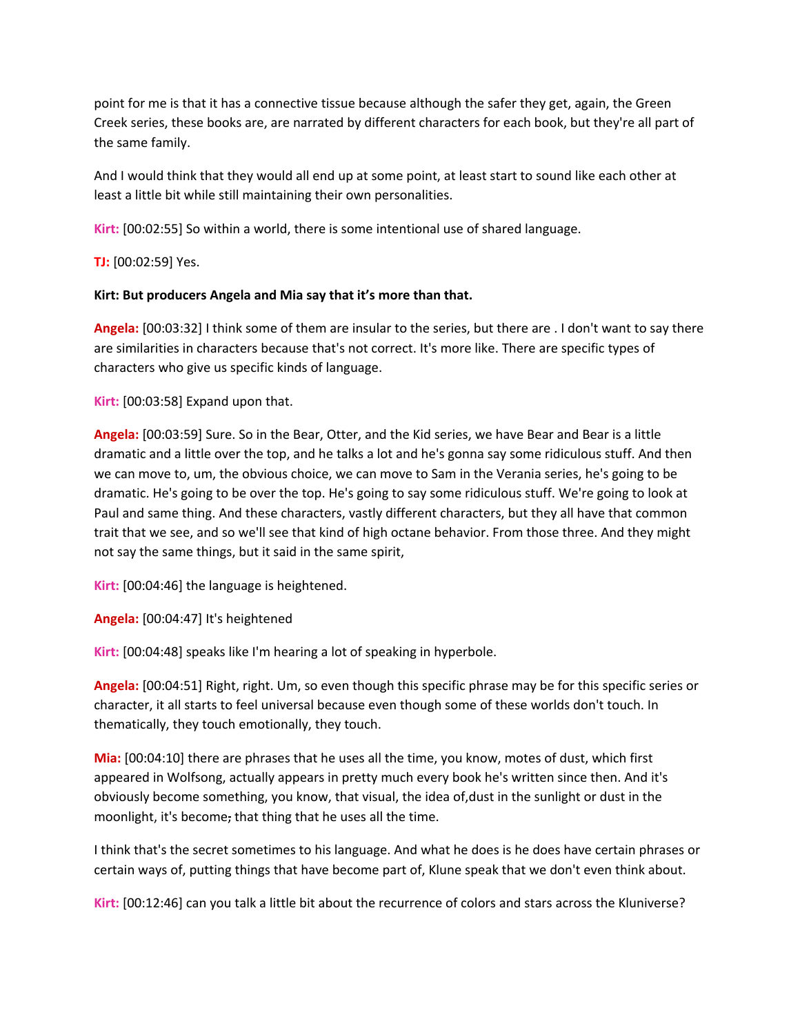point for me is that it has a connective tissue because although the safer they get, again, the Green Creek series, these books are, are narrated by different characters for each book, but they're all part of the same family.

And I would think that they would all end up at some point, at least start to sound like each other at least a little bit while still maintaining their own personalities.

**Kirt:** [00:02:55] So within a world, there is some intentional use of shared language.

**TJ:** [00:02:59] Yes.

**Kirt: But producers Angela and Mia say that it's more than that.**

**Angela:** [00:03:32] I think some of them are insular to the series, but there are . I don't want to say there are similarities in characters because that's not correct. It's more like. There are specific types of characters who give us specific kinds of language.

**Kirt:** [00:03:58] Expand upon that.

**Angela:** [00:03:59] Sure. So in the Bear, Otter, and the Kid series, we have Bear and Bear is a little dramatic and a little over the top, and he talks a lot and he's gonna say some ridiculous stuff. And then we can move to, um, the obvious choice, we can move to Sam in the Verania series, he's going to be dramatic. He's going to be over the top. He's going to say some ridiculous stuff. We're going to look at Paul and same thing. And these characters, vastly different characters, but they all have that common trait that we see, and so we'll see that kind of high octane behavior. From those three. And they might not say the same things, but it said in the same spirit,

**Kirt:** [00:04:46] the language is heightened.

**Angela:** [00:04:47] It's heightened

**Kirt:** [00:04:48] speaks like I'm hearing a lot of speaking in hyperbole.

**Angela:** [00:04:51] Right, right. Um, so even though this specific phrase may be for this specific series or character, it all starts to feel universal because even though some of these worlds don't touch. In thematically, they touch emotionally, they touch.

**Mia:** [00:04:10] there are phrases that he uses all the time, you know, motes of dust, which first appeared in Wolfsong, actually appears in pretty much every book he's written since then. And it's obviously become something, you know, that visual, the idea of,dust in the sunlight or dust in the moonlight, it's become; that thing that he uses all the time.

I think that's the secret sometimes to his language. And what he does is he does have certain phrases or certain ways of, putting things that have become part of, Klune speak that we don't even think about.

**Kirt:** [00:12:46] can you talk a little bit about the recurrence of colors and stars across the Kluniverse?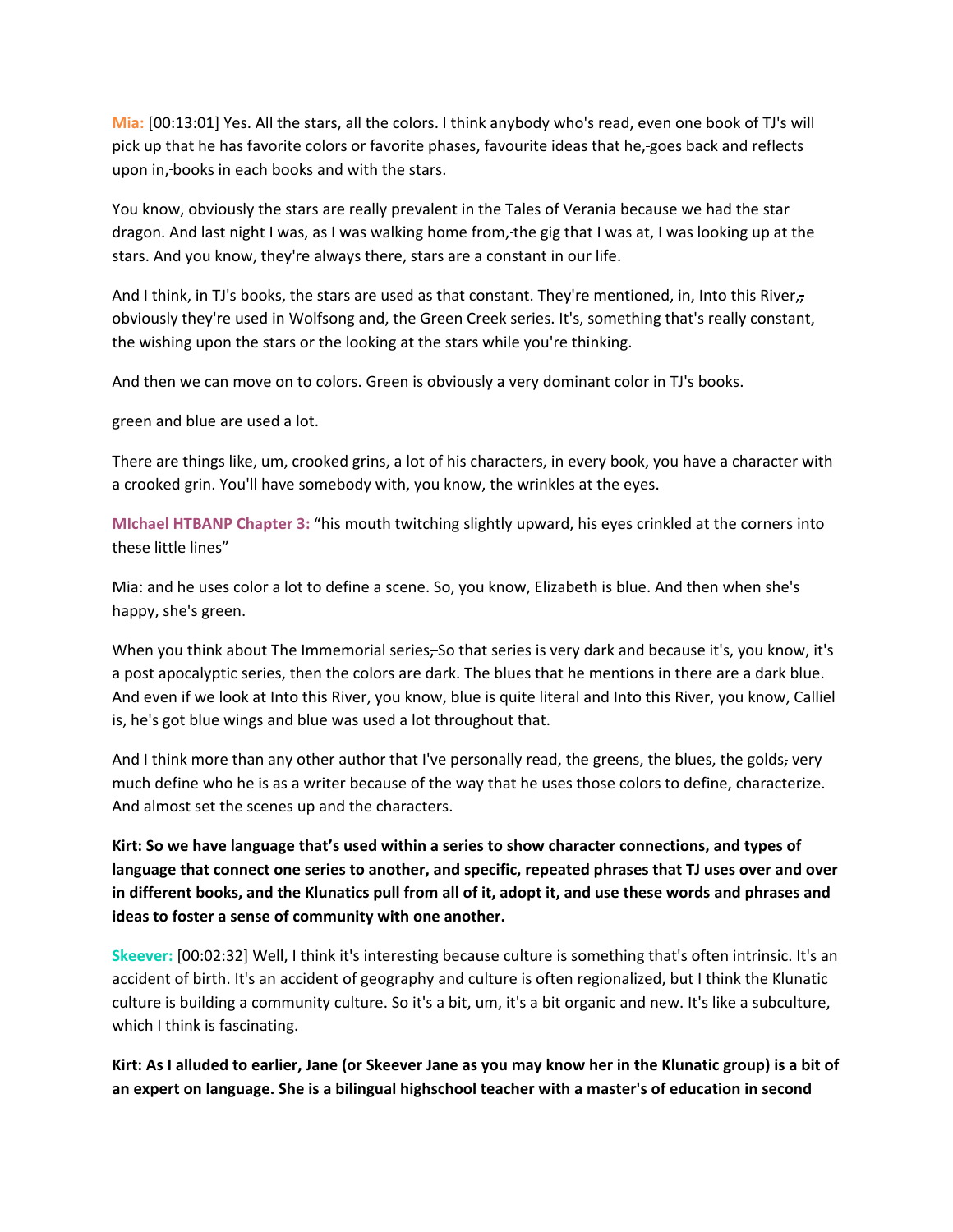**Mia:** [00:13:01] Yes. All the stars, all the colors. I think anybody who's read, even one book of TJ's will pick up that he has favorite colors or favorite phases, favourite ideas that he, goes back and reflects upon in, books in each books and with the stars.

You know, obviously the stars are really prevalent in the Tales of Verania because we had the star dragon. And last night I was, as I was walking home from, the gig that I was at, I was looking up at the stars. And you know, they're always there, stars are a constant in our life.

And I think, in TJ's books, the stars are used as that constant. They're mentioned, in, Into this River, obviously they're used in Wolfsong and, the Green Creek series. It's, something that's really constant, the wishing upon the stars or the looking at the stars while you're thinking.

And then we can move on to colors. Green is obviously a very dominant color in TJ's books.

green and blue are used a lot.

There are things like, um, crooked grins, a lot of his characters, in every book, you have a character with a crooked grin. You'll have somebody with, you know, the wrinkles at the eyes.

**MIchael HTBANP Chapter 3:** “his mouth twitching slightly upward, his eyes crinkled at the corners into these little lines”

Mia: and he uses color a lot to define a scene. So, you know, Elizabeth is blue. And then when she's happy, she's green.

When you think about The Immemorial series, So that series is very dark and because it's, you know, it's a post apocalyptic series, then the colors are dark. The blues that he mentions in there are a dark blue. And even if we look at Into this River, you know, blue is quite literal and Into this River, you know, Calliel is, he's got blue wings and blue was used a lot throughout that.

And I think more than any other author that I've personally read, the greens, the blues, the golds, very much define who he is as a writer because of the way that he uses those colors to define, characterize. And almost set the scenes up and the characters.

**Kirt: So we have language that's used within a series to show character connections, and types of language that connect one series to another, and specific, repeated phrases that TJ uses over and over in different books, and the Klunatics pull from all of it, adopt it, and use these words and phrases and ideas to foster a sense of community with one another.**

**Skeever:** [00:02:32] Well, I think it's interesting because culture is something that's often intrinsic. It's an accident of birth. It's an accident of geography and culture is often regionalized, but I think the Klunatic culture is building a community culture. So it's a bit, um, it's a bit organic and new. It's like a subculture, which I think is fascinating.

**Kirt: As I alluded to earlier, Jane (or Skeever Jane as you may know her in the Klunatic group) is a bit of an expert on language. She is a bilingual highschool teacher with a master's of education in second**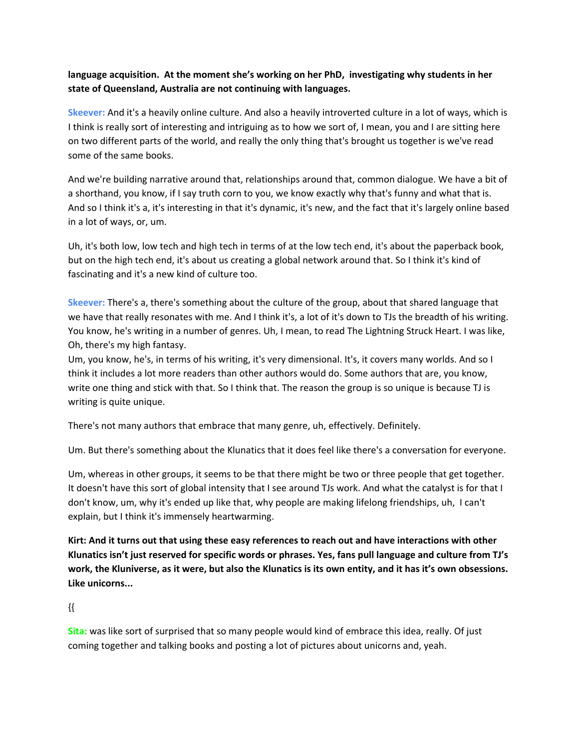**language acquisition. At the moment she's working on her PhD, investigating why students in her state of Queensland, Australia are not continuing with languages.**

**Skeever:** And it's a heavily online culture. And also a heavily introverted culture in a lot of ways, which is I think is really sort of interesting and intriguing as to how we sort of, I mean, you and I are sitting here on two different parts of the world, and really the only thing that's brought us together is we've read some of the same books.

And we're building narrative around that, relationships around that, common dialogue. We have a bit of a shorthand, you know, if I say truth corn to you, we know exactly why that's funny and what that is. And so I think it's a, it's interesting in that it's dynamic, it's new, and the fact that it's largely online based in a lot of ways, or, um.

Uh, it's both low, low tech and high tech in terms of at the low tech end, it's about the paperback book, but on the high tech end, it's about us creating a global network around that. So I think it's kind of fascinating and it's a new kind of culture too.

**Skeever:** There's a, there's something about the culture of the group, about that shared language that we have that really resonates with me. And I think it's, a lot of it's down to TJs the breadth of his writing. You know, he's writing in a number of genres. Uh, I mean, to read The Lightning Struck Heart. I was like, Oh, there's my high fantasy.
Um, you know, he's, in terms of his writing, it's very dimensional. It's, it covers many worlds. And so I think it includes a lot more readers than other authors would do. Some authors that are, you know, write one thing and stick with that. So I think that. The reason the group is so unique is because TJ is writing is quite unique.

There's not many authors that embrace that many genre, uh, effectively. Definitely.

Um. But there's something about the Klunatics that it does feel like there's a conversation for everyone.

Um, whereas in other groups, it seems to be that there might be two or three people that get together. It doesn't have this sort of global intensity that I see around TJs work. And what the catalyst is for that I don't know, um, why it's ended up like that, why people are making lifelong friendships, uh, I can't explain, but I think it's immensely heartwarming.

**Kirt: And it turns out that using these easy references to reach out and have interactions with other Klunatics isn't just reserved for specific words or phrases. Yes, fans pull language and culture from TJ's work, the Kluniverse, as it were, but also the Klunatics is its own entity, and it has it's own obsessions. Like unicorns...**

{{

**Sita:** was like sort of surprised that so many people would kind of embrace this idea, really. Of just coming together and talking books and posting a lot of pictures about unicorns and, yeah.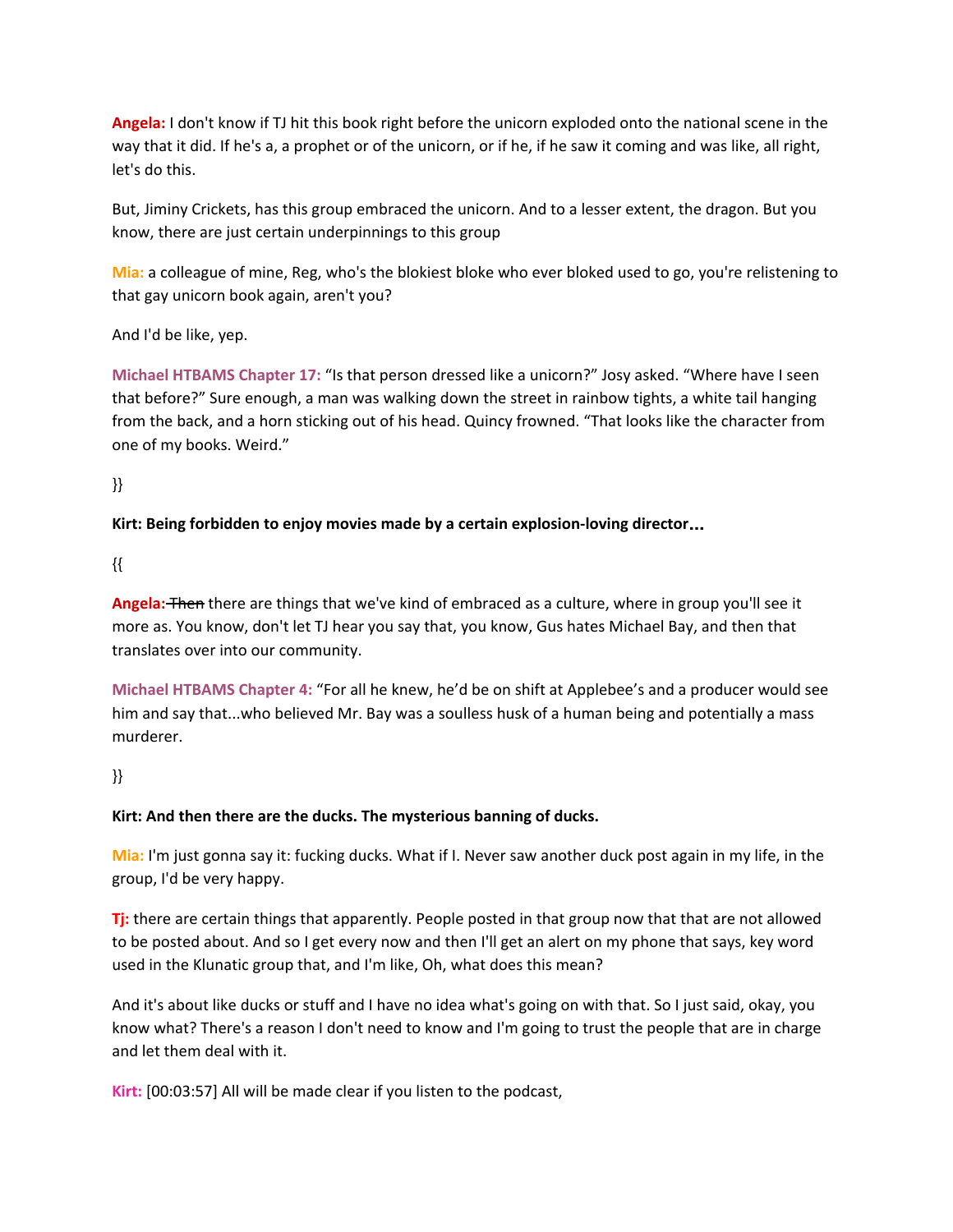**Angela:** I don't know if TJ hit this book right before the unicorn exploded onto the national scene in the way that it did. If he's a, a prophet or of the unicorn, or if he, if he saw it coming and was like, all right, let's do this.

But, Jiminy Crickets, has this group embraced the unicorn. And to a lesser extent, the dragon. But you know, there are just certain underpinnings to this group

**Mia:** a colleague of mine, Reg, who's the blokiest bloke who ever bloked used to go, you're relistening to that gay unicorn book again, aren't you?

And I'd be like, yep.

**Michael HTBAMS Chapter 17:** "Is that person dressed like a unicorn?" Josy asked. "Where have I seen that before?" Sure enough, a man was walking down the street in rainbow tights, a white tail hanging from the back, and a horn sticking out of his head. Quincy frowned. "That looks like the character from one of my books. Weird."

}}

**Kirt: Being forbidden to enjoy movies made by a certain explosion-loving director…**

{{

**Angela:** ~~Then~~ there are things that we've kind of embraced as a culture, where in group you'll see it more as. You know, don't let TJ hear you say that, you know, Gus hates Michael Bay, and then that translates over into our community.

**Michael HTBAMS Chapter 4:** "For all he knew, he'd be on shift at Applebee's and a producer would see him and say that...who believed Mr. Bay was a soulless husk of a human being and potentially a mass murderer.

}}

**Kirt: And then there are the ducks. The mysterious banning of ducks.**

**Mia:** I'm just gonna say it: fucking ducks. What if I. Never saw another duck post again in my life, in the group, I'd be very happy.

**Tj:** there are certain things that apparently. People posted in that group now that that are not allowed to be posted about. And so I get every now and then I'll get an alert on my phone that says, key word used in the Klunatic group that, and I'm like, Oh, what does this mean?

And it's about like ducks or stuff and I have no idea what's going on with that. So I just said, okay, you know what? There's a reason I don't need to know and I'm going to trust the people that are in charge and let them deal with it.

**Kirt:** [00:03:57] All will be made clear if you listen to the podcast,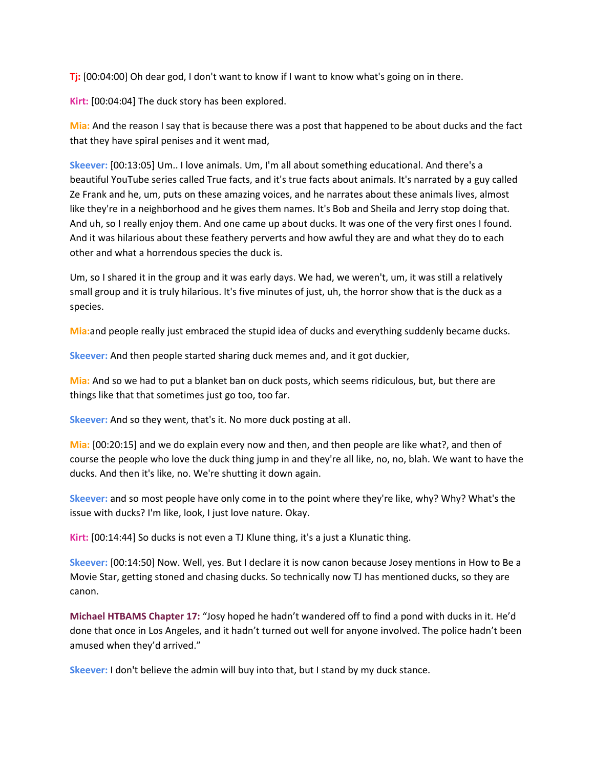**Tj:** [00:04:00] Oh dear god, I don't want to know if I want to know what's going on in there.

**Kirt:** [00:04:04] The duck story has been explored.

**Mia:** And the reason I say that is because there was a post that happened to be about ducks and the fact that they have spiral penises and it went mad,

**Skeever:** [00:13:05] Um.. I love animals. Um, I'm all about something educational. And there's a beautiful YouTube series called True facts, and it's true facts about animals. It's narrated by a guy called Ze Frank and he, um, puts on these amazing voices, and he narrates about these animals lives, almost like they're in a neighborhood and he gives them names. It's Bob and Sheila and Jerry stop doing that. And uh, so I really enjoy them. And one came up about ducks. It was one of the very first ones I found. And it was hilarious about these feathery perverts and how awful they are and what they do to each other and what a horrendous species the duck is.

Um, so I shared it in the group and it was early days. We had, we weren't, um, it was still a relatively small group and it is truly hilarious. It's five minutes of just, uh, the horror show that is the duck as a species.

**Mia:**and people really just embraced the stupid idea of ducks and everything suddenly became ducks.

**Skeever:** And then people started sharing duck memes and, and it got duckier,

**Mia:** And so we had to put a blanket ban on duck posts, which seems ridiculous, but, but there are things like that that sometimes just go too, too far.

**Skeever:** And so they went, that's it. No more duck posting at all.

**Mia:** [00:20:15] and we do explain every now and then, and then people are like what?, and then of course the people who love the duck thing jump in and they're all like, no, no, blah. We want to have the ducks. And then it's like, no. We're shutting it down again.

**Skeever:** and so most people have only come in to the point where they're like, why? Why? What's the issue with ducks? I'm like, look, I just love nature. Okay.

**Kirt:** [00:14:44] So ducks is not even a TJ Klune thing, it's a just a Klunatic thing.

**Skeever:** [00:14:50] Now. Well, yes. But I declare it is now canon because Josey mentions in How to Be a Movie Star, getting stoned and chasing ducks. So technically now TJ has mentioned ducks, so they are canon.

**Michael HTBAMS Chapter 17:** "Josy hoped he hadn't wandered off to find a pond with ducks in it. He'd done that once in Los Angeles, and it hadn't turned out well for anyone involved. The police hadn't been amused when they'd arrived."

**Skeever:** I don't believe the admin will buy into that, but I stand by my duck stance.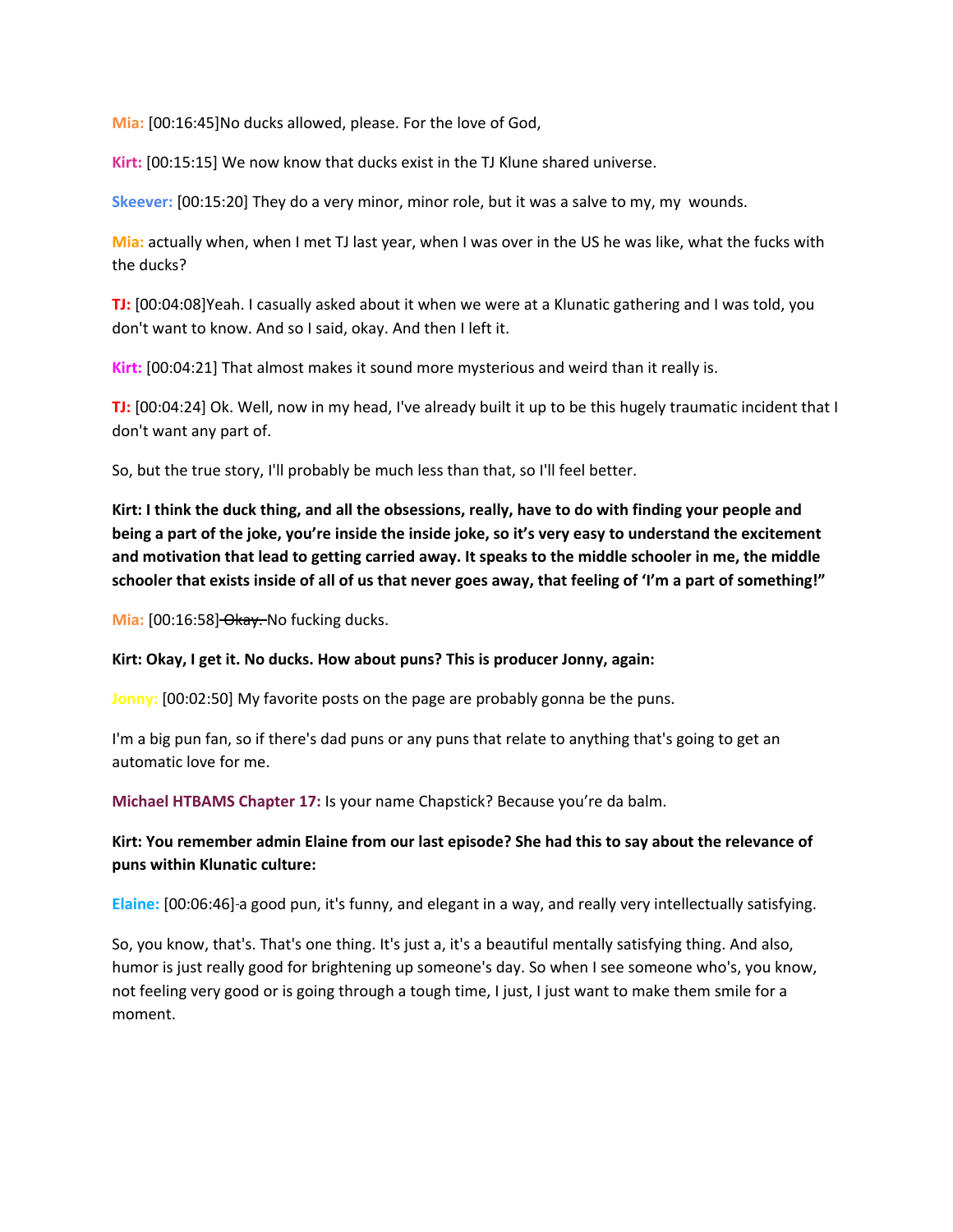**Mia:** [00:16:45]No ducks allowed, please. For the love of God,

**Kirt:** [00:15:15] We now know that ducks exist in the TJ Klune shared universe.

**Skeever:** [00:15:20] They do a very minor, minor role, but it was a salve to my, my wounds.

**Mia:** actually when, when I met TJ last year, when I was over in the US he was like, what the fucks with the ducks?

**TJ:** [00:04:08]Yeah. I casually asked about it when we were at a Klunatic gathering and I was told, you don't want to know. And so I said, okay. And then I left it.

**Kirt:** [00:04:21] That almost makes it sound more mysterious and weird than it really is.

**TJ:** [00:04:24] Ok. Well, now in my head, I've already built it up to be this hugely traumatic incident that I don't want any part of.

So, but the true story, I'll probably be much less than that, so I'll feel better.

**Kirt: I think the duck thing, and all the obsessions, really, have to do with finding your people and being a part of the joke, you're inside the inside joke, so it's very easy to understand the excitement and motivation that lead to getting carried away. It speaks to the middle schooler in me, the middle schooler that exists inside of all of us that never goes away, that feeling of 'I'm a part of something!"**

**Mia:** [00:16:58] ~~Okay.~~ No fucking ducks.

**Kirt: Okay, I get it. No ducks. How about puns? This is producer Jonny, again:**

**Jonny:** [00:02:50] My favorite posts on the page are probably gonna be the puns.

I'm a big pun fan, so if there's dad puns or any puns that relate to anything that's going to get an automatic love for me.

**Michael HTBAMS Chapter 17:** Is your name Chapstick? Because you're da balm.

**Kirt: You remember admin Elaine from our last episode? She had this to say about the relevance of puns within Klunatic culture:**

**Elaine:** [00:06:46] a good pun, it's funny, and elegant in a way, and really very intellectually satisfying.

So, you know, that's. That's one thing. It's just a, it's a beautiful mentally satisfying thing. And also, humor is just really good for brightening up someone's day. So when I see someone who's, you know, not feeling very good or is going through a tough time, I just, I just want to make them smile for a moment.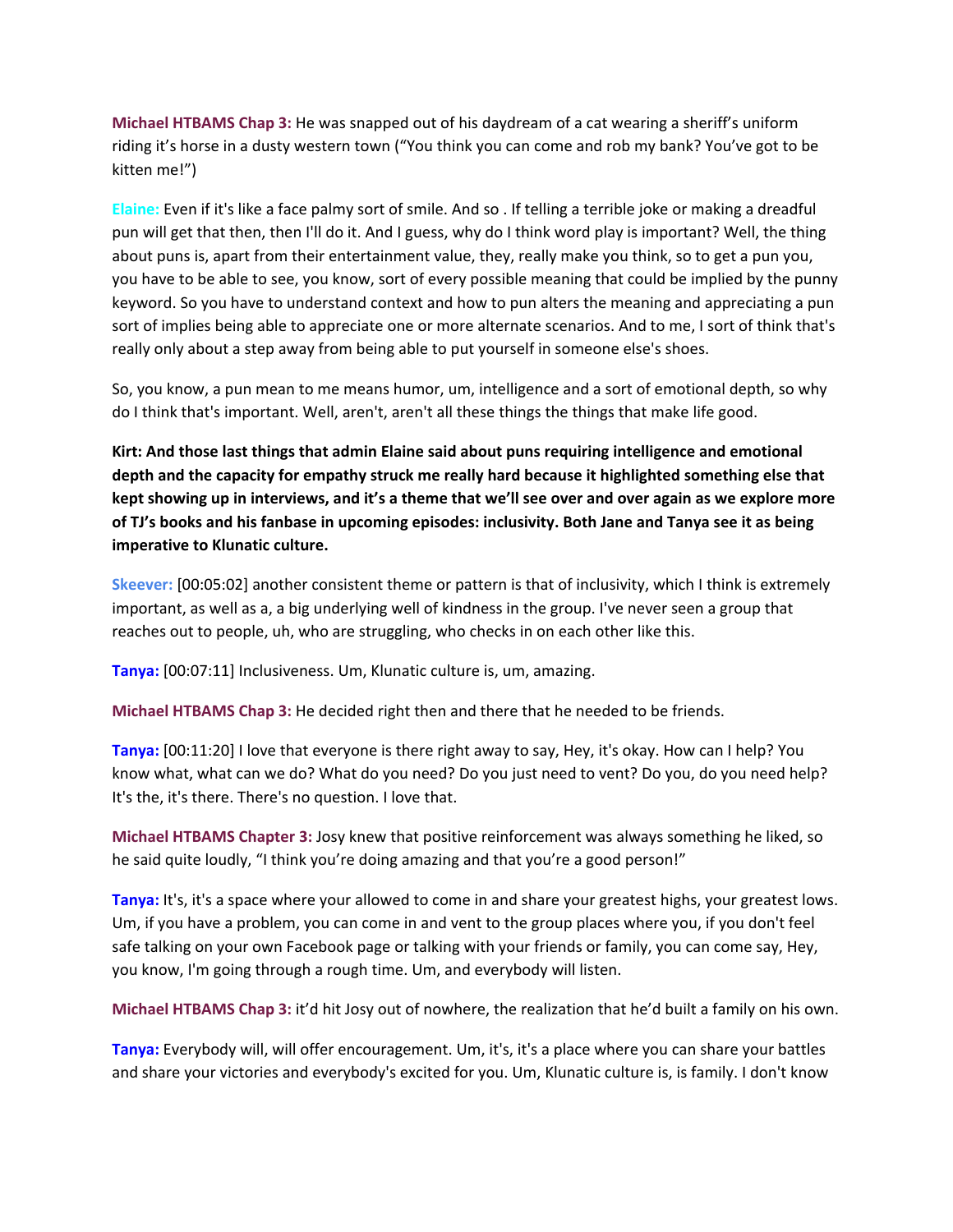**Michael HTBAMS Chap 3:** He was snapped out of his daydream of a cat wearing a sheriff's uniform riding it's horse in a dusty western town ("You think you can come and rob my bank? You've got to be kitten me!")

**Elaine:** Even if it's like a face palmy sort of smile. And so . If telling a terrible joke or making a dreadful pun will get that then, then I'll do it. And I guess, why do I think word play is important? Well, the thing about puns is, apart from their entertainment value, they, really make you think, so to get a pun you, you have to be able to see, you know, sort of every possible meaning that could be implied by the punny keyword. So you have to understand context and how to pun alters the meaning and appreciating a pun sort of implies being able to appreciate one or more alternate scenarios. And to me, I sort of think that's really only about a step away from being able to put yourself in someone else's shoes.

So, you know, a pun mean to me means humor, um, intelligence and a sort of emotional depth, so why do I think that's important. Well, aren't, aren't all these things the things that make life good.

**Kirt: And those last things that admin Elaine said about puns requiring intelligence and emotional depth and the capacity for empathy struck me really hard because it highlighted something else that kept showing up in interviews, and it's a theme that we'll see over and over again as we explore more of TJ's books and his fanbase in upcoming episodes: inclusivity. Both Jane and Tanya see it as being imperative to Klunatic culture.**

**Skeever:** [00:05:02] another consistent theme or pattern is that of inclusivity, which I think is extremely important, as well as a, a big underlying well of kindness in the group. I've never seen a group that reaches out to people, uh, who are struggling, who checks in on each other like this.

**Tanya:** [00:07:11] Inclusiveness. Um, Klunatic culture is, um, amazing.

**Michael HTBAMS Chap 3:** He decided right then and there that he needed to be friends.

**Tanya:** [00:11:20] I love that everyone is there right away to say, Hey, it's okay. How can I help? You know what, what can we do? What do you need? Do you just need to vent? Do you, do you need help? It's the, it's there. There's no question. I love that.

**Michael HTBAMS Chapter 3:** Josy knew that positive reinforcement was always something he liked, so he said quite loudly, "I think you're doing amazing and that you're a good person!"

**Tanya:** It's, it's a space where your allowed to come in and share your greatest highs, your greatest lows. Um, if you have a problem, you can come in and vent to the group places where you, if you don't feel safe talking on your own Facebook page or talking with your friends or family, you can come say, Hey, you know, I'm going through a rough time. Um, and everybody will listen.

**Michael HTBAMS Chap 3:** it'd hit Josy out of nowhere, the realization that he'd built a family on his own.

**Tanya:** Everybody will, will offer encouragement. Um, it's, it's a place where you can share your battles and share your victories and everybody's excited for you. Um, Klunatic culture is, is family. I don't know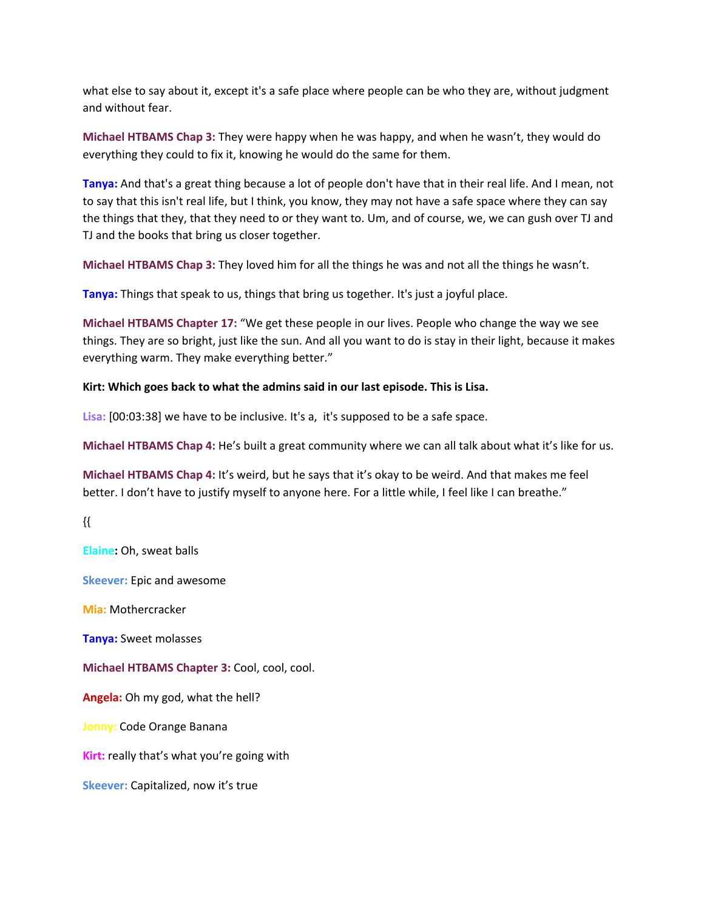what else to say about it, except it's a safe place where people can be who they are, without judgment and without fear.

**Michael HTBAMS Chap 3:** They were happy when he was happy, and when he wasn't, they would do everything they could to fix it, knowing he would do the same for them.

**Tanya:** And that's a great thing because a lot of people don't have that in their real life. And I mean, not to say that this isn't real life, but I think, you know, they may not have a safe space where they can say the things that they, that they need to or they want to. Um, and of course, we, we can gush over TJ and TJ and the books that bring us closer together.

**Michael HTBAMS Chap 3:** They loved him for all the things he was and not all the things he wasn't.

**Tanya:** Things that speak to us, things that bring us together. It's just a joyful place.

**Michael HTBAMS Chapter 17:** "We get these people in our lives. People who change the way we see things. They are so bright, just like the sun. And all you want to do is stay in their light, because it makes everything warm. They make everything better."

**Kirt: Which goes back to what the admins said in our last episode. This is Lisa.**

**Lisa:** [00:03:38] we have to be inclusive. It's a, it's supposed to be a safe space.

**Michael HTBAMS Chap 4:** He's built a great community where we can all talk about what it's like for us.

**Michael HTBAMS Chap 4:** It's weird, but he says that it's okay to be weird. And that makes me feel better. I don't have to justify myself to anyone here. For a little while, I feel like I can breathe."

{{

**Elaine:** Oh, sweat balls

**Skeever:** Epic and awesome

**Mia:** Mothercracker

**Tanya:** Sweet molasses

**Michael HTBAMS Chapter 3:** Cool, cool, cool.

**Angela:** Oh my god, what the hell?

**Jonny:** Code Orange Banana

**Kirt:** really that's what you're going with

**Skeever:** Capitalized, now it's true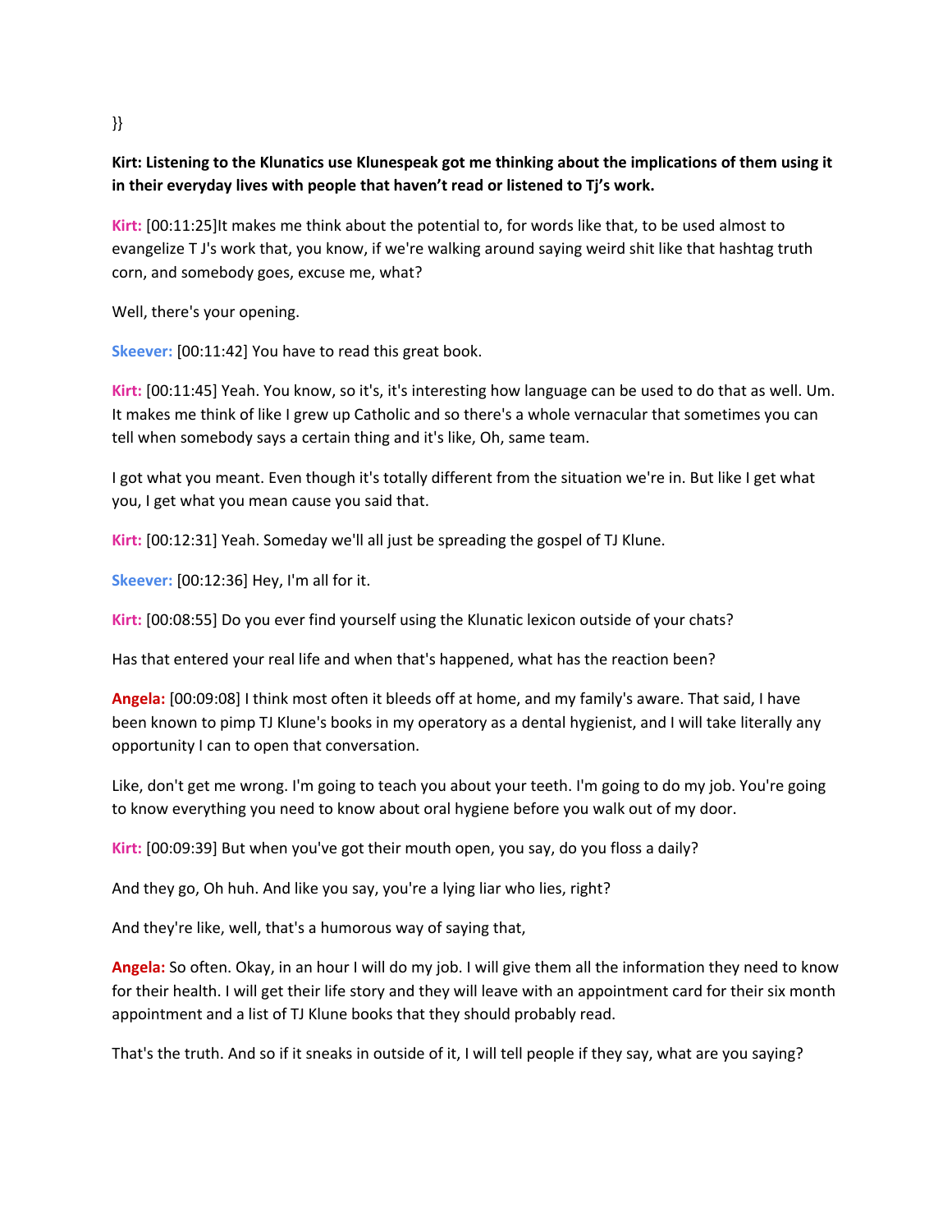}}

**Kirt: Listening to the Klunatics use Klunespeak got me thinking about the implications of them using it in their everyday lives with people that haven't read or listened to Tj's work.**

**Kirt:** [00:11:25]It makes me think about the potential to, for words like that, to be used almost to evangelize T J's work that, you know, if we're walking around saying weird shit like that hashtag truth corn, and somebody goes, excuse me, what?

Well, there's your opening.

**Skeever:** [00:11:42] You have to read this great book.

**Kirt:** [00:11:45] Yeah. You know, so it's, it's interesting how language can be used to do that as well. Um. It makes me think of like I grew up Catholic and so there's a whole vernacular that sometimes you can tell when somebody says a certain thing and it's like, Oh, same team.

I got what you meant. Even though it's totally different from the situation we're in. But like I get what you, I get what you mean cause you said that.

**Kirt:** [00:12:31] Yeah. Someday we'll all just be spreading the gospel of TJ Klune.

**Skeever:** [00:12:36] Hey, I'm all for it.

**Kirt:** [00:08:55] Do you ever find yourself using the Klunatic lexicon outside of your chats?

Has that entered your real life and when that's happened, what has the reaction been?

**Angela:** [00:09:08] I think most often it bleeds off at home, and my family's aware. That said, I have been known to pimp TJ Klune's books in my operatory as a dental hygienist, and I will take literally any opportunity I can to open that conversation.

Like, don't get me wrong. I'm going to teach you about your teeth. I'm going to do my job. You're going to know everything you need to know about oral hygiene before you walk out of my door.

**Kirt:** [00:09:39] But when you've got their mouth open, you say, do you floss a daily?

And they go, Oh huh. And like you say, you're a lying liar who lies, right?

And they're like, well, that's a humorous way of saying that,

**Angela:** So often. Okay, in an hour I will do my job. I will give them all the information they need to know for their health. I will get their life story and they will leave with an appointment card for their six month appointment and a list of TJ Klune books that they should probably read.

That's the truth. And so if it sneaks in outside of it, I will tell people if they say, what are you saying?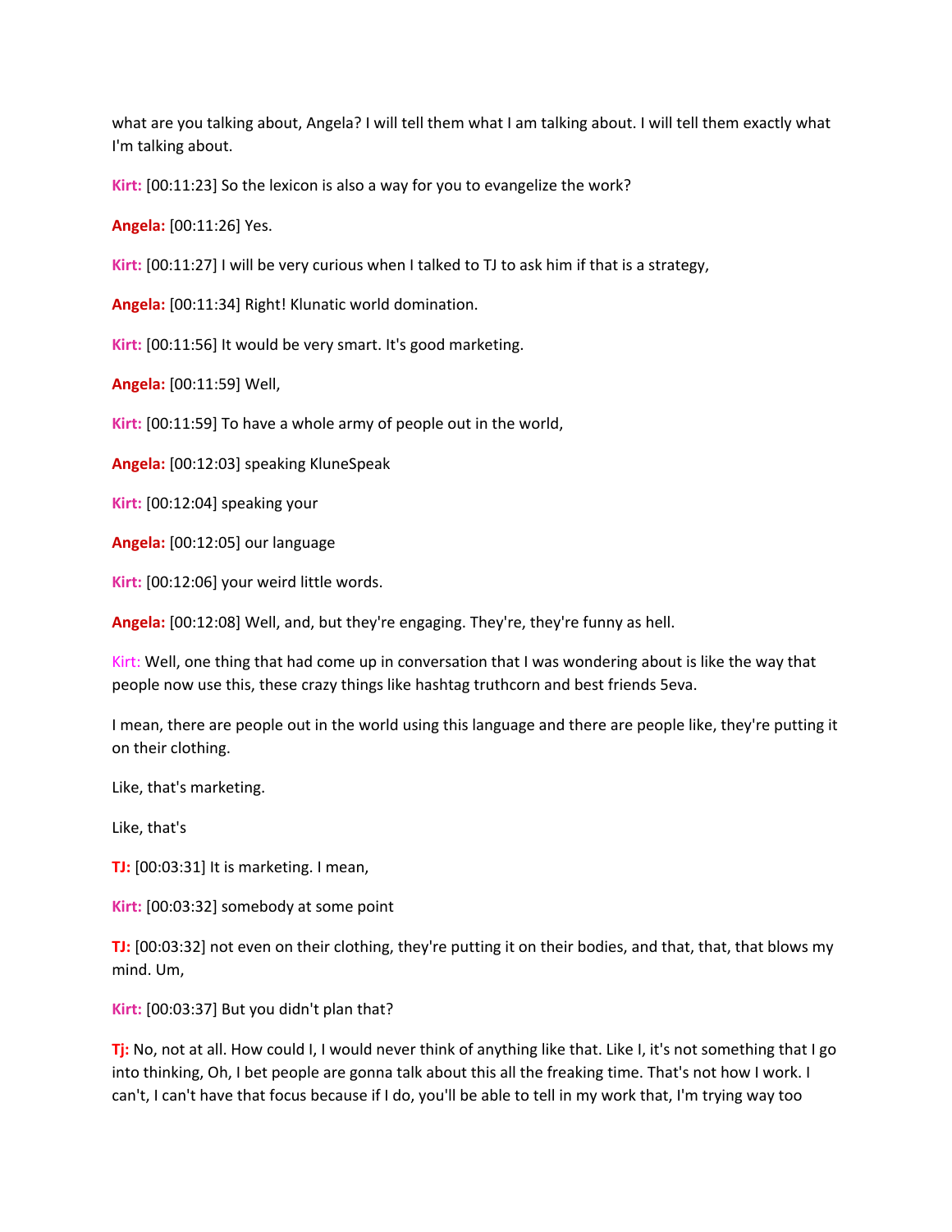what are you talking about, Angela? I will tell them what I am talking about. I will tell them exactly what I'm talking about.

**Kirt:** [00:11:23] So the lexicon is also a way for you to evangelize the work?

**Angela:** [00:11:26] Yes.

**Kirt:** [00:11:27] I will be very curious when I talked to TJ to ask him if that is a strategy,

**Angela:** [00:11:34] Right! Klunatic world domination.

**Kirt:** [00:11:56] It would be very smart. It's good marketing.

**Angela:** [00:11:59] Well,

**Kirt:** [00:11:59] To have a whole army of people out in the world,

**Angela:** [00:12:03] speaking KluneSpeak

**Kirt:** [00:12:04] speaking your

**Angela:** [00:12:05] our language

**Kirt:** [00:12:06] your weird little words.

**Angela:** [00:12:08] Well, and, but they're engaging. They're, they're funny as hell.

Kirt: Well, one thing that had come up in conversation that I was wondering about is like the way that people now use this, these crazy things like hashtag truthcorn and best friends 5eva.

I mean, there are people out in the world using this language and there are people like, they're putting it on their clothing.

Like, that's marketing.

Like, that's

**TJ:** [00:03:31] It is marketing. I mean,

**Kirt:** [00:03:32] somebody at some point

**TJ:** [00:03:32] not even on their clothing, they're putting it on their bodies, and that, that, that blows my mind. Um,

**Kirt:** [00:03:37] But you didn't plan that?

**Tj:** No, not at all. How could I, I would never think of anything like that. Like I, it's not something that I go into thinking, Oh, I bet people are gonna talk about this all the freaking time. That's not how I work. I can't, I can't have that focus because if I do, you'll be able to tell in my work that, I'm trying way too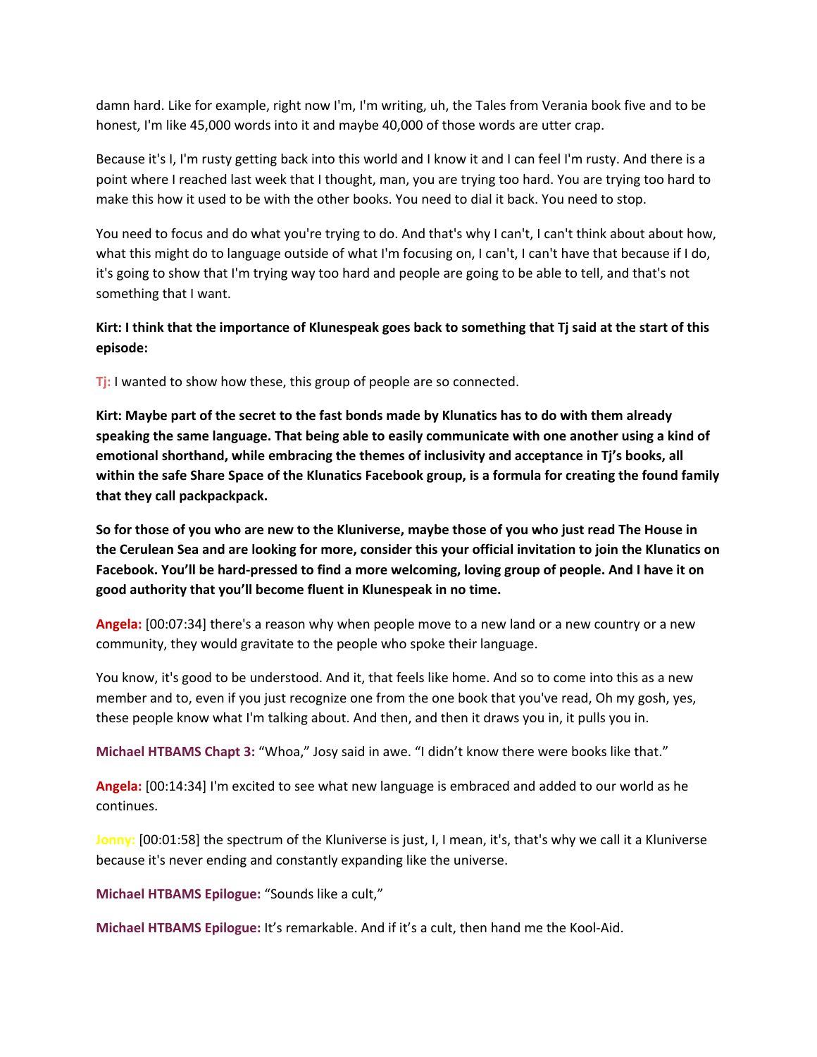damn hard. Like for example, right now I'm, I'm writing, uh, the Tales from Verania book five and to be honest, I'm like 45,000 words into it and maybe 40,000 of those words are utter crap.

Because it's I, I'm rusty getting back into this world and I know it and I can feel I'm rusty. And there is a point where I reached last week that I thought, man, you are trying too hard. You are trying too hard to make this how it used to be with the other books. You need to dial it back. You need to stop.

You need to focus and do what you're trying to do. And that's why I can't, I can't think about about how, what this might do to language outside of what I'm focusing on, I can't, I can't have that because if I do, it's going to show that I'm trying way too hard and people are going to be able to tell, and that's not something that I want.

**Kirt: I think that the importance of Klunespeak goes back to something that Tj said at the start of this episode:**

**Tj:** I wanted to show how these, this group of people are so connected.

**Kirt: Maybe part of the secret to the fast bonds made by Klunatics has to do with them already speaking the same language. That being able to easily communicate with one another using a kind of emotional shorthand, while embracing the themes of inclusivity and acceptance in Tj's books, all within the safe Share Space of the Klunatics Facebook group, is a formula for creating the found family that they call packpackpack.**

**So for those of you who are new to the Kluniverse, maybe those of you who just read The House in the Cerulean Sea and are looking for more, consider this your official invitation to join the Klunatics on Facebook. You'll be hard-pressed to find a more welcoming, loving group of people. And I have it on good authority that you'll become fluent in Klunespeak in no time.**

**Angela:** [00:07:34] there's a reason why when people move to a new land or a new country or a new community, they would gravitate to the people who spoke their language.

You know, it's good to be understood. And it, that feels like home. And so to come into this as a new member and to, even if you just recognize one from the one book that you've read, Oh my gosh, yes, these people know what I'm talking about. And then, and then it draws you in, it pulls you in.

**Michael HTBAMS Chapt 3:** "Whoa," Josy said in awe. "I didn't know there were books like that."

**Angela:** [00:14:34] I'm excited to see what new language is embraced and added to our world as he continues.

**Jonny:** [00:01:58] the spectrum of the Kluniverse is just, I, I mean, it's, that's why we call it a Kluniverse because it's never ending and constantly expanding like the universe.

**Michael HTBAMS Epilogue:** "Sounds like a cult,"

**Michael HTBAMS Epilogue:** It's remarkable. And if it's a cult, then hand me the Kool-Aid.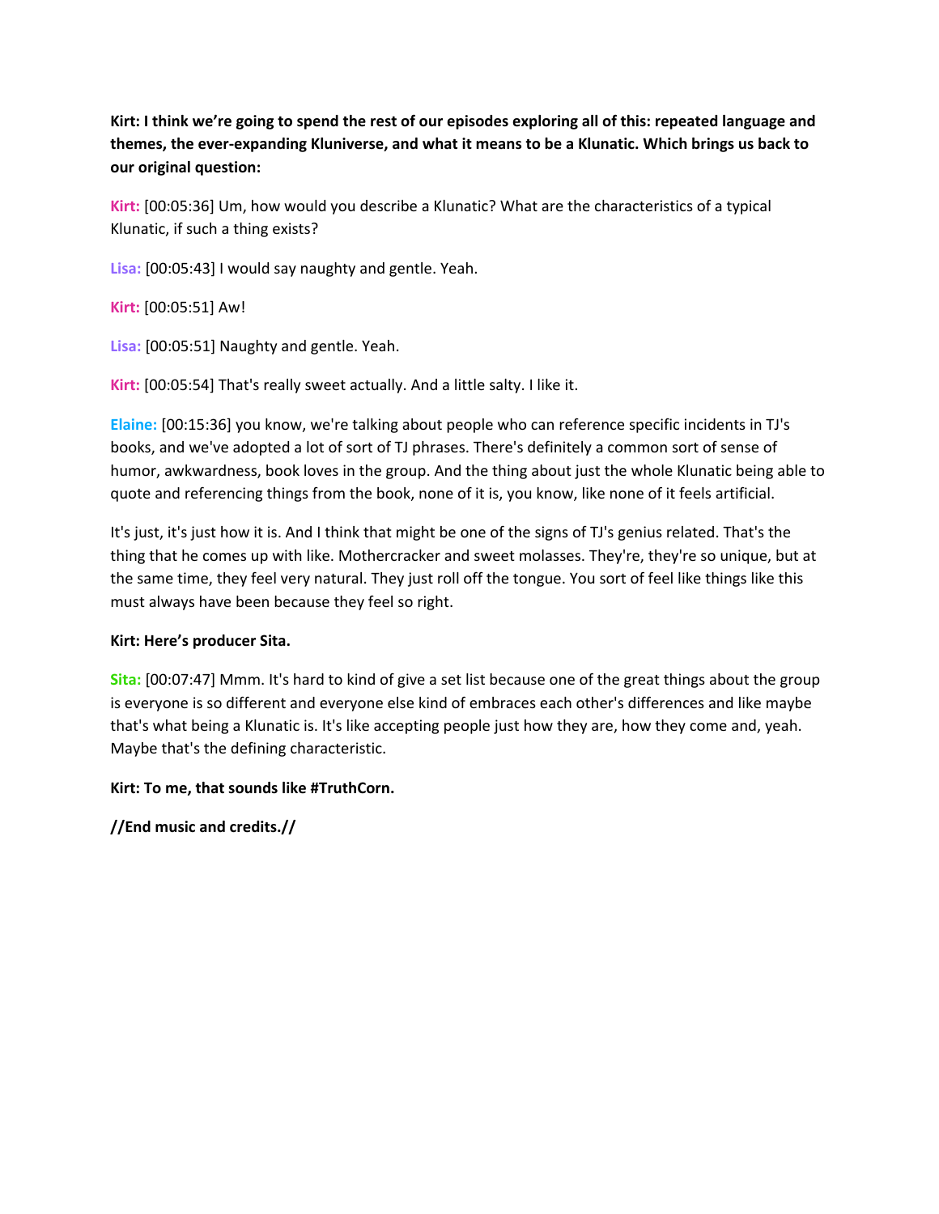**Kirt: I think we're going to spend the rest of our episodes exploring all of this: repeated language and themes, the ever-expanding Kluniverse, and what it means to be a Klunatic. Which brings us back to our original question:**

**Kirt:** [00:05:36] Um, how would you describe a Klunatic? What are the characteristics of a typical Klunatic, if such a thing exists?

**Lisa:** [00:05:43] I would say naughty and gentle. Yeah.

**Kirt:** [00:05:51] Aw!

**Lisa:** [00:05:51] Naughty and gentle. Yeah.

**Kirt:** [00:05:54] That's really sweet actually. And a little salty. I like it.

**Elaine:** [00:15:36] you know, we're talking about people who can reference specific incidents in TJ's books, and we've adopted a lot of sort of TJ phrases. There's definitely a common sort of sense of humor, awkwardness, book loves in the group. And the thing about just the whole Klunatic being able to quote and referencing things from the book, none of it is, you know, like none of it feels artificial.

It's just, it's just how it is. And I think that might be one of the signs of TJ's genius related. That's the thing that he comes up with like. Mothercracker and sweet molasses. They're, they're so unique, but at the same time, they feel very natural. They just roll off the tongue. You sort of feel like things like this must always have been because they feel so right.

**Kirt: Here's producer Sita.**

**Sita:** [00:07:47] Mmm. It's hard to kind of give a set list because one of the great things about the group is everyone is so different and everyone else kind of embraces each other's differences and like maybe that's what being a Klunatic is. It's like accepting people just how they are, how they come and, yeah. Maybe that's the defining characteristic.

**Kirt: To me, that sounds like #TruthCorn.**

**//End music and credits.//**